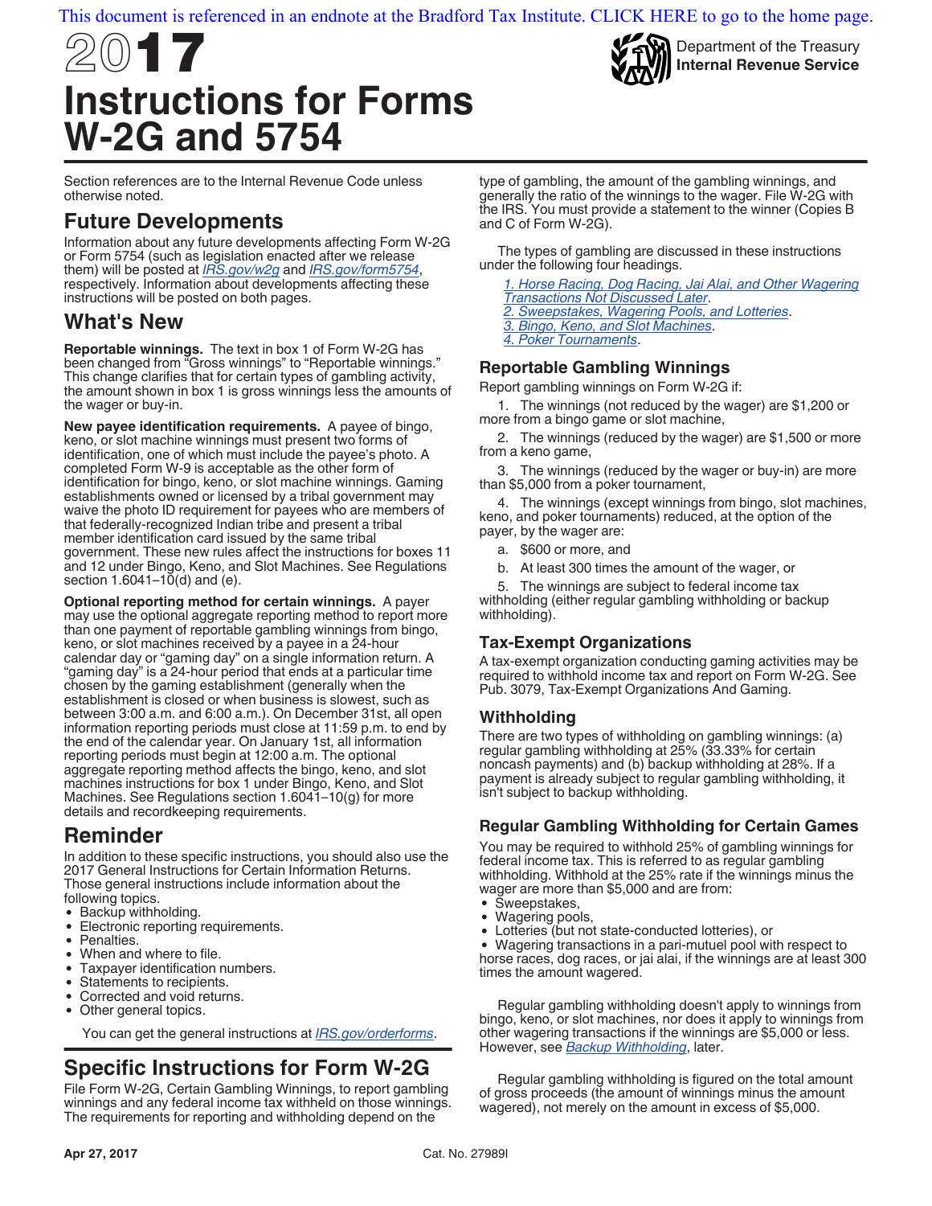This document is referenced in an endnote at the Bradford Tax Institute. CLICK HERE to go to the home page.

# 2017 Instructions for Forms W-2G and 5754

Department of the Treasury
Internal Revenue Service

Section references are to the Internal Revenue Code unless otherwise noted.

## Future Developments

Information about any future developments affecting Form W-2G or Form 5754 (such as legislation enacted after we release them) will be posted at IRS.gov/w2g and IRS.gov/form5754, respectively. Information about developments affecting these instructions will be posted on both pages.

## What's New

**Reportable winnings.** The text in box 1 of Form W-2G has been changed from "Gross winnings" to "Reportable winnings." This change clarifies that for certain types of gambling activity, the amount shown in box 1 is gross winnings less the amounts of the wager or buy-in.

**New payee identification requirements.** A payee of bingo, keno, or slot machine winnings must present two forms of identification, one of which must include the payee's photo. A completed Form W-9 is acceptable as the other form of identification for bingo, keno, or slot machine winnings. Gaming establishments owned or licensed by a tribal government may waive the photo ID requirement for payees who are members of that federally-recognized Indian tribe and present a tribal member identification card issued by the same tribal government. These new rules affect the instructions for boxes 11 and 12 under Bingo, Keno, and Slot Machines. See Regulations section 1.6041–10(d) and (e).

**Optional reporting method for certain winnings.** A payer may use the optional aggregate reporting method to report more than one payment of reportable gambling winnings from bingo, keno, or slot machines received by a payee in a 24-hour calendar day or "gaming day" on a single information return. A "gaming day" is a 24-hour period that ends at a particular time chosen by the gaming establishment (generally when the establishment is closed or when business is slowest, such as between 3:00 a.m. and 6:00 a.m.). On December 31st, all open information reporting periods must close at 11:59 p.m. to end by the end of the calendar year. On January 1st, all information reporting periods must begin at 12:00 a.m. The optional aggregate reporting method affects the bingo, keno, and slot machines instructions for box 1 under Bingo, Keno, and Slot Machines. See Regulations section 1.6041–10(g) for more details and recordkeeping requirements.

## Reminder

In addition to these specific instructions, you should also use the 2017 General Instructions for Certain Information Returns. Those general instructions include information about the following topics.

- Backup withholding.
- Electronic reporting requirements.
- Penalties.
- When and where to file.
- Taxpayer identification numbers.
- Statements to recipients.
- Corrected and void returns.
- Other general topics.

You can get the general instructions at IRS.gov/orderforms.

## Specific Instructions for Form W-2G

File Form W-2G, Certain Gambling Winnings, to report gambling winnings and any federal income tax withheld on those winnings. The requirements for reporting and withholding depend on the type of gambling, the amount of the gambling winnings, and generally the ratio of the winnings to the wager. File W-2G with the IRS. You must provide a statement to the winner (Copies B and C of Form W-2G).

The types of gambling are discussed in these instructions under the following four headings.

1. Horse Racing, Dog Racing, Jai Alai, and Other Wagering Transactions Not Discussed Later.
2. Sweepstakes, Wagering Pools, and Lotteries.
3. Bingo, Keno, and Slot Machines.
4. Poker Tournaments.

### Reportable Gambling Winnings

Report gambling winnings on Form W-2G if:

1. The winnings (not reduced by the wager) are $1,200 or more from a bingo game or slot machine,
2. The winnings (reduced by the wager) are $1,500 or more from a keno game,
3. The winnings (reduced by the wager or buy-in) are more than $5,000 from a poker tournament,
4. The winnings (except winnings from bingo, slot machines, keno, and poker tournaments) reduced, at the option of the payer, by the wager are:
   a. $600 or more, and
   b. At least 300 times the amount of the wager, or
5. The winnings are subject to federal income tax withholding (either regular gambling withholding or backup withholding).

### Tax-Exempt Organizations

A tax-exempt organization conducting gaming activities may be required to withhold income tax and report on Form W-2G. See Pub. 3079, Tax-Exempt Organizations And Gaming.

### Withholding

There are two types of withholding on gambling winnings: (a) regular gambling withholding at 25% (33.33% for certain noncash payments) and (b) backup withholding at 28%. If a payment is already subject to regular gambling withholding, it isn't subject to backup withholding.

### Regular Gambling Withholding for Certain Games

You may be required to withhold 25% of gambling winnings for federal income tax. This is referred to as regular gambling withholding. Withhold at the 25% rate if the winnings minus the wager are more than $5,000 and are from:

- Sweepstakes,
- Wagering pools,
- Lotteries (but not state-conducted lotteries), or
- Wagering transactions in a pari-mutuel pool with respect to horse races, dog races, or jai alai, if the winnings are at least 300 times the amount wagered.

Regular gambling withholding doesn't apply to winnings from bingo, keno, or slot machines, nor does it apply to winnings from other wagering transactions if the winnings are $5,000 or less. However, see Backup Withholding, later.

Regular gambling withholding is figured on the total amount of gross proceeds (the amount of winnings minus the amount wagered), not merely on the amount in excess of $5,000.

Apr 27, 2017 Cat. No. 27989I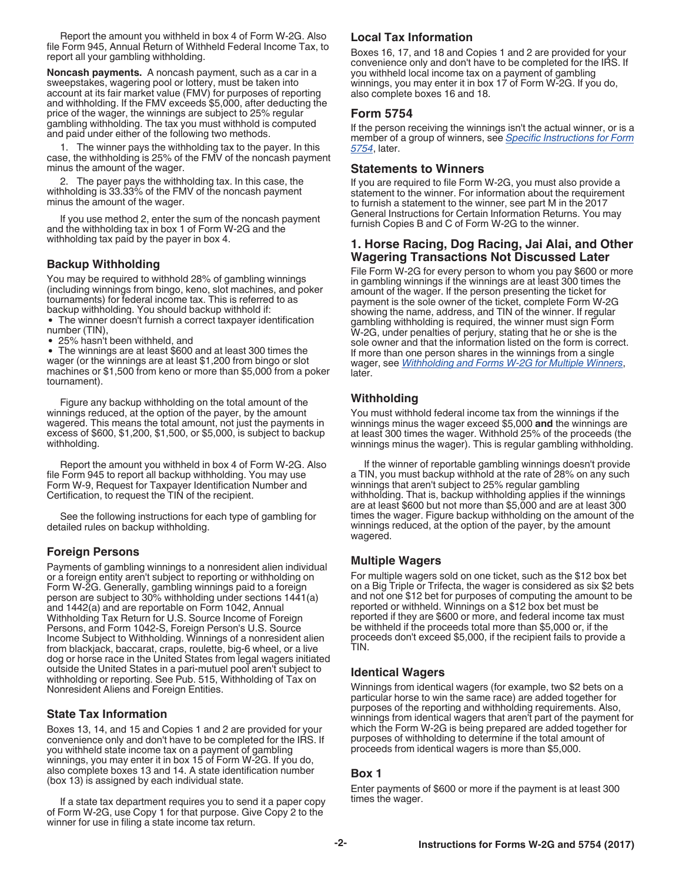Report the amount you withheld in box 4 of Form W-2G. Also file Form 945, Annual Return of Withheld Federal Income Tax, to report all your gambling withholding.

**Noncash payments.** A noncash payment, such as a car in a sweepstakes, wagering pool or lottery, must be taken into account at its fair market value (FMV) for purposes of reporting and withholding. If the FMV exceeds $5,000, after deducting the price of the wager, the winnings are subject to 25% regular gambling withholding. The tax you must withhold is computed and paid under either of the following two methods.

1. The winner pays the withholding tax to the payer. In this case, the withholding is 25% of the FMV of the noncash payment minus the amount of the wager.

2. The payer pays the withholding tax. In this case, the withholding is 33.33% of the FMV of the noncash payment minus the amount of the wager.

If you use method 2, enter the sum of the noncash payment and the withholding tax in box 1 of Form W-2G and the withholding tax paid by the payer in box 4.

## Backup Withholding

You may be required to withhold 28% of gambling winnings (including winnings from bingo, keno, slot machines, and poker tournaments) for federal income tax. This is referred to as backup withholding. You should backup withhold if:

- The winner doesn't furnish a correct taxpayer identification number (TIN),
- 25% hasn't been withheld, and
- The winnings are at least $600 and at least 300 times the wager (or the winnings are at least $1,200 from bingo or slot machines or $1,500 from keno or more than $5,000 from a poker tournament).

Figure any backup withholding on the total amount of the winnings reduced, at the option of the payer, by the amount wagered. This means the total amount, not just the payments in excess of $600, $1,200, $1,500, or $5,000, is subject to backup withholding.

Report the amount you withheld in box 4 of Form W-2G. Also file Form 945 to report all backup withholding. You may use Form W-9, Request for Taxpayer Identification Number and Certification, to request the TIN of the recipient.

See the following instructions for each type of gambling for detailed rules on backup withholding.

## Foreign Persons

Payments of gambling winnings to a nonresident alien individual or a foreign entity aren't subject to reporting or withholding on Form W-2G. Generally, gambling winnings paid to a foreign person are subject to 30% withholding under sections 1441(a) and 1442(a) and are reportable on Form 1042, Annual Withholding Tax Return for U.S. Source Income of Foreign Persons, and Form 1042-S, Foreign Person's U.S. Source Income Subject to Withholding. Winnings of a nonresident alien from blackjack, baccarat, craps, roulette, big-6 wheel, or a live dog or horse race in the United States from legal wagers initiated outside the United States in a pari-mutuel pool aren't subject to withholding or reporting. See Pub. 515, Withholding of Tax on Nonresident Aliens and Foreign Entities.

## State Tax Information

Boxes 13, 14, and 15 and Copies 1 and 2 are provided for your convenience only and don't have to be completed for the IRS. If you withheld state income tax on a payment of gambling winnings, you may enter it in box 15 of Form W-2G. If you do, also complete boxes 13 and 14. A state identification number (box 13) is assigned by each individual state.

If a state tax department requires you to send it a paper copy of Form W-2G, use Copy 1 for that purpose. Give Copy 2 to the winner for use in filing a state income tax return.

## Local Tax Information

Boxes 16, 17, and 18 and Copies 1 and 2 are provided for your convenience only and don't have to be completed for the IRS. If you withheld local income tax on a payment of gambling winnings, you may enter it in box 17 of Form W-2G. If you do, also complete boxes 16 and 18.

## Form 5754

If the person receiving the winnings isn't the actual winner, or is a member of a group of winners, see *Specific Instructions for Form 5754*, later.

## Statements to Winners

If you are required to file Form W-2G, you must also provide a statement to the winner. For information about the requirement to furnish a statement to the winner, see part M in the 2017 General Instructions for Certain Information Returns. You may furnish Copies B and C of Form W-2G to the winner.

## 1. Horse Racing, Dog Racing, Jai Alai, and Other Wagering Transactions Not Discussed Later

File Form W-2G for every person to whom you pay $600 or more in gambling winnings if the winnings are at least 300 times the amount of the wager. If the person presenting the ticket for payment is the sole owner of the ticket, complete Form W-2G showing the name, address, and TIN of the winner. If regular gambling withholding is required, the winner must sign Form W-2G, under penalties of perjury, stating that he or she is the sole owner and that the information listed on the form is correct. If more than one person shares in the winnings from a single wager, see *Withholding and Forms W-2G for Multiple Winners*, later.

### Withholding

You must withhold federal income tax from the winnings if the winnings minus the wager exceed $5,000 **and** the winnings are at least 300 times the wager. Withhold 25% of the proceeds (the winnings minus the wager). This is regular gambling withholding.

If the winner of reportable gambling winnings doesn't provide a TIN, you must backup withhold at the rate of 28% on any such winnings that aren't subject to 25% regular gambling withholding. That is, backup withholding applies if the winnings are at least $600 but not more than $5,000 and are at least 300 times the wager. Figure backup withholding on the amount of the winnings reduced, at the option of the payer, by the amount wagered.

### Multiple Wagers

For multiple wagers sold on one ticket, such as the $12 box bet on a Big Triple or Trifecta, the wager is considered as six $2 bets and not one $12 bet for purposes of computing the amount to be reported or withheld. Winnings on a $12 box bet must be reported if they are $600 or more, and federal income tax must be withheld if the proceeds total more than $5,000 or, if the proceeds don't exceed $5,000, if the recipient fails to provide a TIN.

### Identical Wagers

Winnings from identical wagers (for example, two $2 bets on a particular horse to win the same race) are added together for purposes of the reporting and withholding requirements. Also, winnings from identical wagers that aren't part of the payment for which the Form W-2G is being prepared are added together for purposes of withholding to determine if the total amount of proceeds from identical wagers is more than $5,000.

### Box 1

Enter payments of $600 or more if the payment is at least 300 times the wager.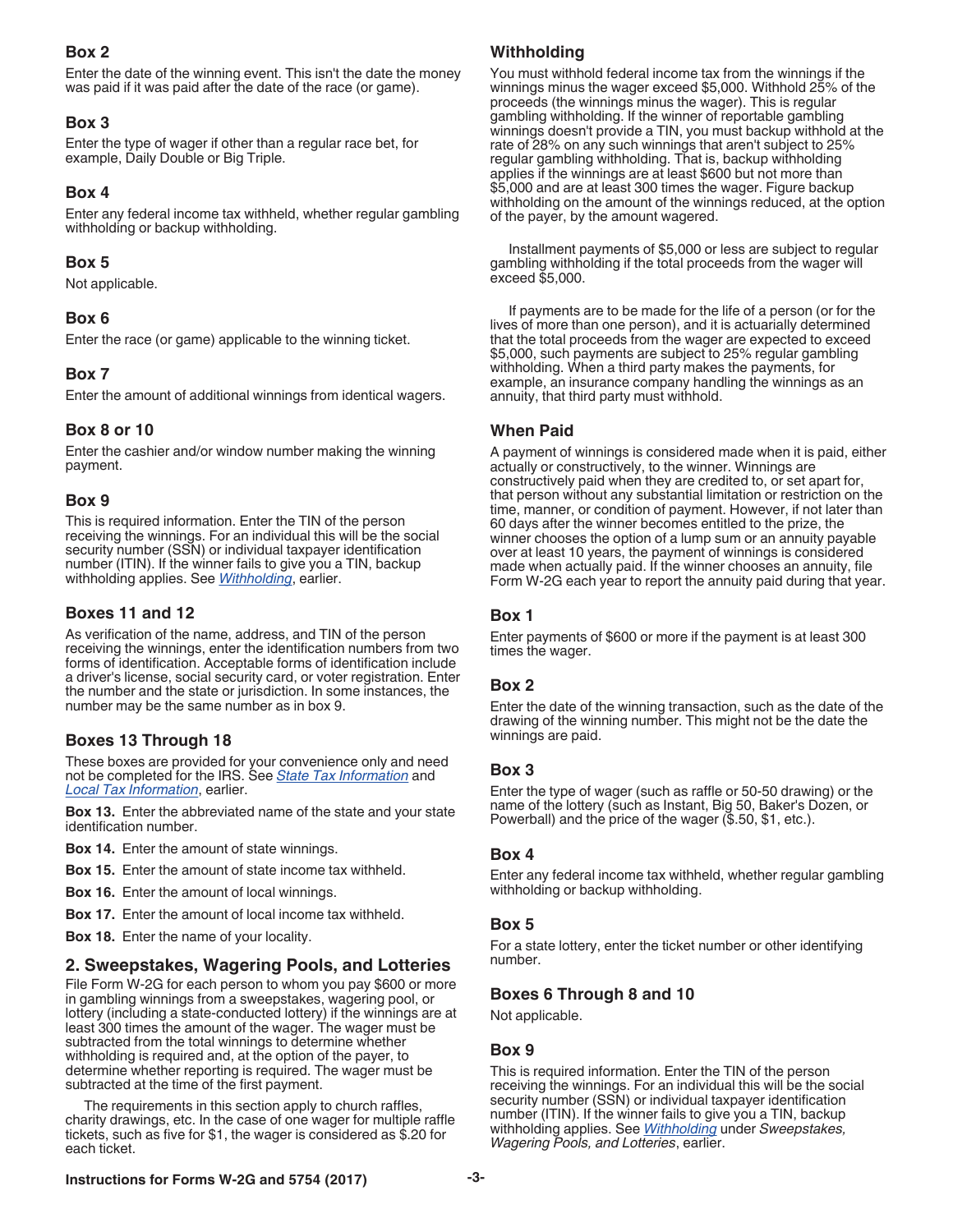### Box 2

Enter the date of the winning event. This isn't the date the money was paid if it was paid after the date of the race (or game).

### Box 3

Enter the type of wager if other than a regular race bet, for example, Daily Double or Big Triple.

### Box 4

Enter any federal income tax withheld, whether regular gambling withholding or backup withholding.

### Box 5

Not applicable.

### Box 6

Enter the race (or game) applicable to the winning ticket.

### Box 7

Enter the amount of additional winnings from identical wagers.

### Box 8 or 10

Enter the cashier and/or window number making the winning payment.

### Box 9

This is required information. Enter the TIN of the person receiving the winnings. For an individual this will be the social security number (SSN) or individual taxpayer identification number (ITIN). If the winner fails to give you a TIN, backup withholding applies. See *Withholding*, earlier.

### Boxes 11 and 12

As verification of the name, address, and TIN of the person receiving the winnings, enter the identification numbers from two forms of identification. Acceptable forms of identification include a driver's license, social security card, or voter registration. Enter the number and the state or jurisdiction. In some instances, the number may be the same number as in box 9.

### Boxes 13 Through 18

These boxes are provided for your convenience only and need not be completed for the IRS. See *State Tax Information* and *Local Tax Information*, earlier.

**Box 13.** Enter the abbreviated name of the state and your state identification number.

**Box 14.** Enter the amount of state winnings.

**Box 15.** Enter the amount of state income tax withheld.

**Box 16.** Enter the amount of local winnings.

**Box 17.** Enter the amount of local income tax withheld.

**Box 18.** Enter the name of your locality.

## 2. Sweepstakes, Wagering Pools, and Lotteries

File Form W-2G for each person to whom you pay $600 or more in gambling winnings from a sweepstakes, wagering pool, or lottery (including a state-conducted lottery) if the winnings are at least 300 times the amount of the wager. The wager must be subtracted from the total winnings to determine whether withholding is required and, at the option of the payer, to determine whether reporting is required. The wager must be subtracted at the time of the first payment.

The requirements in this section apply to church raffles, charity drawings, etc. In the case of one wager for multiple raffle tickets, such as five for $1, the wager is considered as $.20 for each ticket.

### Withholding

You must withhold federal income tax from the winnings if the winnings minus the wager exceed $5,000. Withhold 25% of the proceeds (the winnings minus the wager). This is regular gambling withholding. If the winner of reportable gambling winnings doesn't provide a TIN, you must backup withhold at the rate of 28% on any such winnings that aren't subject to 25% regular gambling withholding. That is, backup withholding applies if the winnings are at least $600 but not more than $5,000 and are at least 300 times the wager. Figure backup withholding on the amount of the winnings reduced, at the option of the payer, by the amount wagered.

Installment payments of $5,000 or less are subject to regular gambling withholding if the total proceeds from the wager will exceed $5,000.

If payments are to be made for the life of a person (or for the lives of more than one person), and it is actuarially determined that the total proceeds from the wager are expected to exceed $5,000, such payments are subject to 25% regular gambling withholding. When a third party makes the payments, for example, an insurance company handling the winnings as an annuity, that third party must withhold.

### When Paid

A payment of winnings is considered made when it is paid, either actually or constructively, to the winner. Winnings are constructively paid when they are credited to, or set apart for, that person without any substantial limitation or restriction on the time, manner, or condition of payment. However, if not later than 60 days after the winner becomes entitled to the prize, the winner chooses the option of a lump sum or an annuity payable over at least 10 years, the payment of winnings is considered made when actually paid. If the winner chooses an annuity, file Form W-2G each year to report the annuity paid during that year.

### Box 1

Enter payments of $600 or more if the payment is at least 300 times the wager.

### Box 2

Enter the date of the winning transaction, such as the date of the drawing of the winning number. This might not be the date the winnings are paid.

### Box 3

Enter the type of wager (such as raffle or 50-50 drawing) or the name of the lottery (such as Instant, Big 50, Baker's Dozen, or Powerball) and the price of the wager ($.50, $1, etc.).

### Box 4

Enter any federal income tax withheld, whether regular gambling withholding or backup withholding.

### Box 5

For a state lottery, enter the ticket number or other identifying number.

### Boxes 6 Through 8 and 10

Not applicable.

### Box 9

This is required information. Enter the TIN of the person receiving the winnings. For an individual this will be the social security number (SSN) or individual taxpayer identification number (ITIN). If the winner fails to give you a TIN, backup withholding applies. See *Withholding* under *Sweepstakes, Wagering Pools, and Lotteries*, earlier.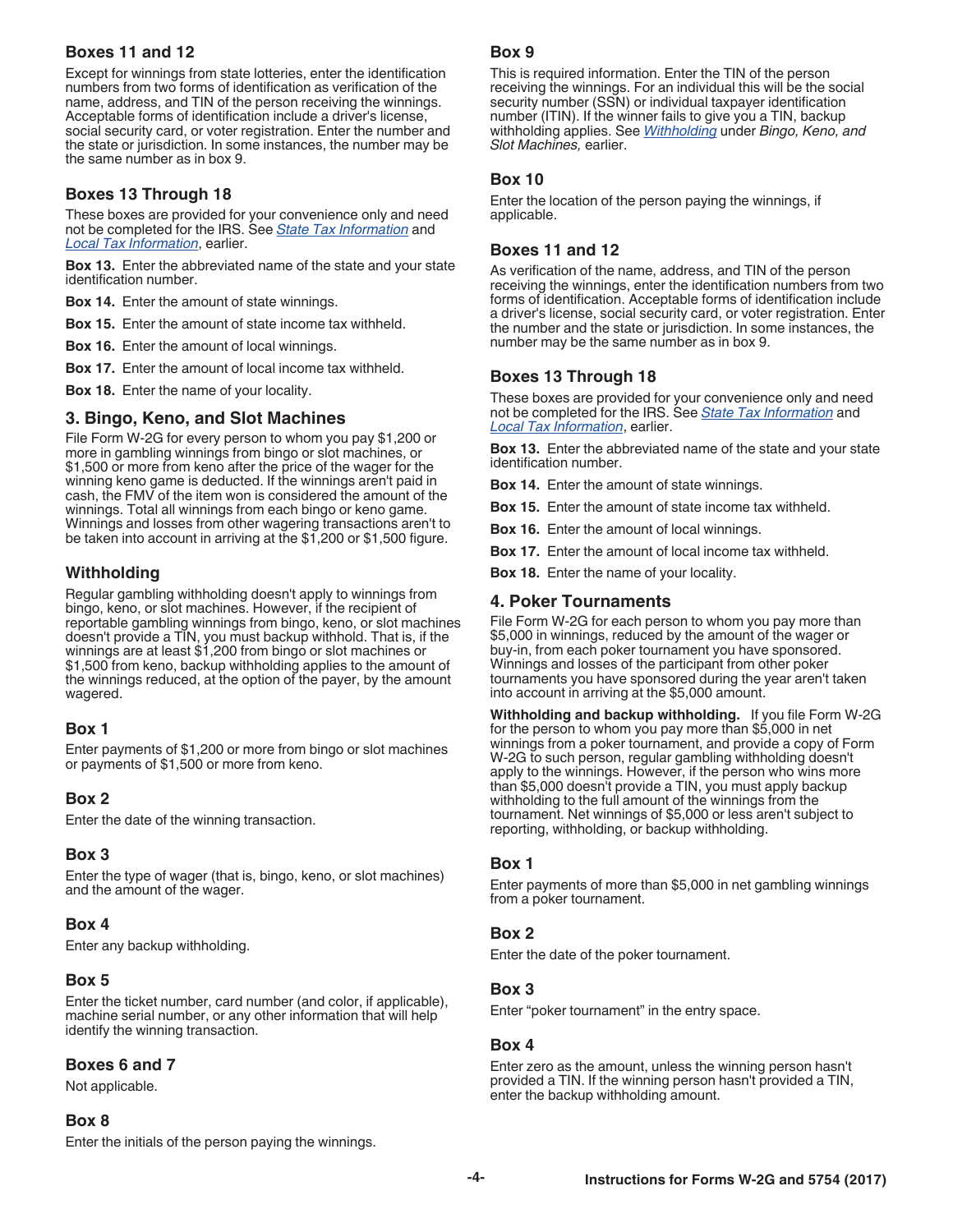### Boxes 11 and 12

Except for winnings from state lotteries, enter the identification numbers from two forms of identification as verification of the name, address, and TIN of the person receiving the winnings. Acceptable forms of identification include a driver's license, social security card, or voter registration. Enter the number and the state or jurisdiction. In some instances, the number may be the same number as in box 9.

### Boxes 13 Through 18

These boxes are provided for your convenience only and need not be completed for the IRS. See *State Tax Information* and *Local Tax Information*, earlier.

**Box 13.** Enter the abbreviated name of the state and your state identification number.

**Box 14.** Enter the amount of state winnings.

**Box 15.** Enter the amount of state income tax withheld.

**Box 16.** Enter the amount of local winnings.

**Box 17.** Enter the amount of local income tax withheld.

**Box 18.** Enter the name of your locality.

## 3. Bingo, Keno, and Slot Machines

File Form W-2G for every person to whom you pay $1,200 or more in gambling winnings from bingo or slot machines, or $1,500 or more from keno after the price of the wager for the winning keno game is deducted. If the winnings aren't paid in cash, the FMV of the item won is considered the amount of the winnings. Total all winnings from each bingo or keno game. Winnings and losses from other wagering transactions aren't to be taken into account in arriving at the $1,200 or $1,500 figure.

### Withholding

Regular gambling withholding doesn't apply to winnings from bingo, keno, or slot machines. However, if the recipient of reportable gambling winnings from bingo, keno, or slot machines doesn't provide a TIN, you must backup withhold. That is, if the winnings are at least $1,200 from bingo or slot machines or $1,500 from keno, backup withholding applies to the amount of the winnings reduced, at the option of the payer, by the amount wagered.

### Box 1

Enter payments of $1,200 or more from bingo or slot machines or payments of $1,500 or more from keno.

### Box 2

Enter the date of the winning transaction.

### Box 3

Enter the type of wager (that is, bingo, keno, or slot machines) and the amount of the wager.

### Box 4

Enter any backup withholding.

### Box 5

Enter the ticket number, card number (and color, if applicable), machine serial number, or any other information that will help identify the winning transaction.

### Boxes 6 and 7

Not applicable.

### Box 8

Enter the initials of the person paying the winnings.

### Box 9

This is required information. Enter the TIN of the person receiving the winnings. For an individual this will be the social security number (SSN) or individual taxpayer identification number (ITIN). If the winner fails to give you a TIN, backup withholding applies. See *Withholding* under *Bingo, Keno, and Slot Machines,* earlier.

### Box 10

Enter the location of the person paying the winnings, if applicable.

### Boxes 11 and 12

As verification of the name, address, and TIN of the person receiving the winnings, enter the identification numbers from two forms of identification. Acceptable forms of identification include a driver's license, social security card, or voter registration. Enter the number and the state or jurisdiction. In some instances, the number may be the same number as in box 9.

### Boxes 13 Through 18

These boxes are provided for your convenience only and need not be completed for the IRS. See *State Tax Information* and *Local Tax Information*, earlier.

**Box 13.** Enter the abbreviated name of the state and your state identification number.

**Box 14.** Enter the amount of state winnings.

**Box 15.** Enter the amount of state income tax withheld.

**Box 16.** Enter the amount of local winnings.

**Box 17.** Enter the amount of local income tax withheld.

**Box 18.** Enter the name of your locality.

## 4. Poker Tournaments

File Form W-2G for each person to whom you pay more than $5,000 in winnings, reduced by the amount of the wager or buy-in, from each poker tournament you have sponsored. Winnings and losses of the participant from other poker tournaments you have sponsored during the year aren't taken into account in arriving at the $5,000 amount.

**Withholding and backup withholding.** If you file Form W-2G for the person to whom you pay more than $5,000 in net winnings from a poker tournament, and provide a copy of Form W-2G to such person, regular gambling withholding doesn't apply to the winnings. However, if the person who wins more than $5,000 doesn't provide a TIN, you must apply backup withholding to the full amount of the winnings from the tournament. Net winnings of $5,000 or less aren't subject to reporting, withholding, or backup withholding.

### Box 1

Enter payments of more than $5,000 in net gambling winnings from a poker tournament.

### Box 2

Enter the date of the poker tournament.

### Box 3

Enter "poker tournament" in the entry space.

### Box 4

Enter zero as the amount, unless the winning person hasn't provided a TIN. If the winning person hasn't provided a TIN, enter the backup withholding amount.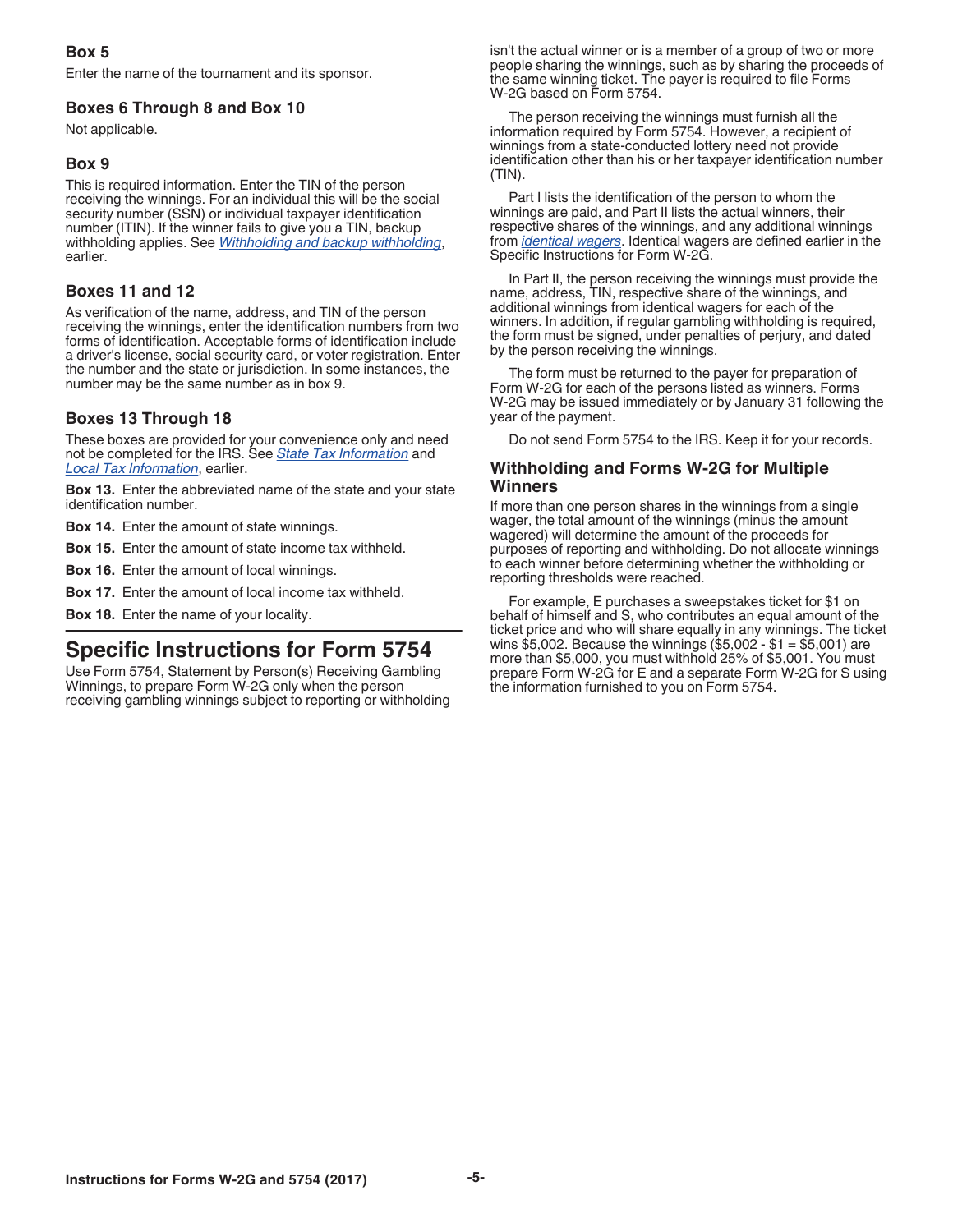### Box 5

Enter the name of the tournament and its sponsor.

### Boxes 6 Through 8 and Box 10

Not applicable.

### Box 9

This is required information. Enter the TIN of the person receiving the winnings. For an individual this will be the social security number (SSN) or individual taxpayer identification number (ITIN). If the winner fails to give you a TIN, backup withholding applies. See *Withholding and backup withholding*, earlier.

### Boxes 11 and 12

As verification of the name, address, and TIN of the person receiving the winnings, enter the identification numbers from two forms of identification. Acceptable forms of identification include a driver's license, social security card, or voter registration. Enter the number and the state or jurisdiction. In some instances, the number may be the same number as in box 9.

### Boxes 13 Through 18

These boxes are provided for your convenience only and need not be completed for the IRS. See *State Tax Information* and *Local Tax Information*, earlier.

**Box 13.** Enter the abbreviated name of the state and your state identification number.

**Box 14.** Enter the amount of state winnings.

**Box 15.** Enter the amount of state income tax withheld.

**Box 16.** Enter the amount of local winnings.

**Box 17.** Enter the amount of local income tax withheld.

**Box 18.** Enter the name of your locality.

## Specific Instructions for Form 5754

Use Form 5754, Statement by Person(s) Receiving Gambling Winnings, to prepare Form W-2G only when the person receiving gambling winnings subject to reporting or withholding isn't the actual winner or is a member of a group of two or more people sharing the winnings, such as by sharing the proceeds of the same winning ticket. The payer is required to file Forms W-2G based on Form 5754.

The person receiving the winnings must furnish all the information required by Form 5754. However, a recipient of winnings from a state-conducted lottery need not provide identification other than his or her taxpayer identification number (TIN).

Part I lists the identification of the person to whom the winnings are paid, and Part II lists the actual winners, their respective shares of the winnings, and any additional winnings from *identical wagers*. Identical wagers are defined earlier in the Specific Instructions for Form W-2G.

In Part II, the person receiving the winnings must provide the name, address, TIN, respective share of the winnings, and additional winnings from identical wagers for each of the winners. In addition, if regular gambling withholding is required, the form must be signed, under penalties of perjury, and dated by the person receiving the winnings.

The form must be returned to the payer for preparation of Form W-2G for each of the persons listed as winners. Forms W-2G may be issued immediately or by January 31 following the year of the payment.

Do not send Form 5754 to the IRS. Keep it for your records.

### Withholding and Forms W-2G for Multiple Winners

If more than one person shares in the winnings from a single wager, the total amount of the winnings (minus the amount wagered) will determine the amount of the proceeds for purposes of reporting and withholding. Do not allocate winnings to each winner before determining whether the withholding or reporting thresholds were reached.

For example, E purchases a sweepstakes ticket for $1 on behalf of himself and S, who contributes an equal amount of the ticket price and who will share equally in any winnings. The ticket wins $5,002. Because the winnings ($5,002 - $1 = $5,001) are more than $5,000, you must withhold 25% of $5,001. You must prepare Form W-2G for E and a separate Form W-2G for S using the information furnished to you on Form 5754.